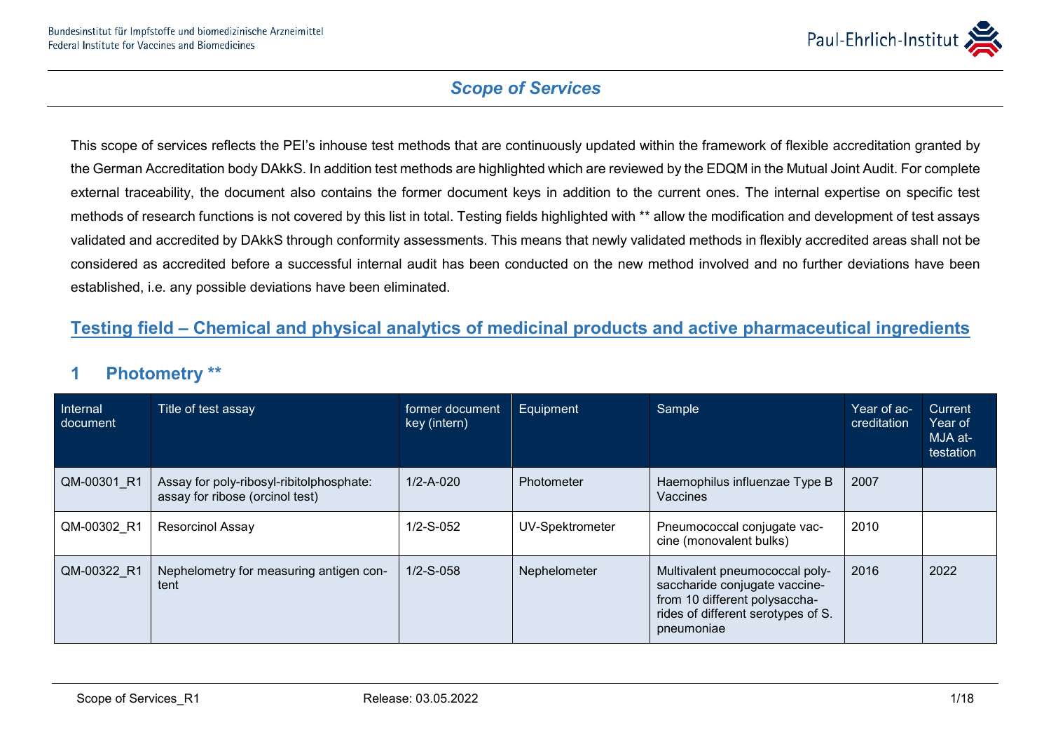## Scope of Services

This scope of services reflects the PEI's inhouse test methods that are continuously updated within the framework of flexible accreditation granted by the German Accreditation body DAkkS. In addition test methods are highlighted which are reviewed by the EDQM in the Mutual Joint Audit. For complete external traceability, the document also contains the former document keys in addition to the current ones. The internal expertise on specific test methods of research functions is not covered by this list in total. Testing fields highlighted with ** allow the modification and development of test assays validated and accredited by DAkkS through conformity assessments. This means that newly validated methods in flexibly accredited areas shall not be considered as accredited before a successful internal audit has been conducted on the new method involved and no further deviations have been established, i.e. any possible deviations have been eliminated.

## Testing field – Chemical and physical analytics of medicinal products and active pharmaceutical ingredients

### 1 Photometry **

| Internal document | Title of test assay | former document key (intern) | Equipment | Sample | Year of accreditation | Current Year of MJA attestation |
|---|---|---|---|---|---|---|
| QM-00301_R1 | Assay for poly-ribosyl-ribitolphosphate: assay for ribose (orcinol test) | 1/2-A-020 | Photometer | Haemophilus influenzae Type B Vaccines | 2007 | |
| QM-00302_R1 | Resorcinol Assay | 1/2-S-052 | UV-Spektrometer | Pneumococcal conjugate vaccine (monovalent bulks) | 2010 | |
| QM-00322_R1 | Nephelometry for measuring antigen content | 1/2-S-058 | Nephelometer | Multivalent pneumococcal polysaccharide conjugate vaccine-from 10 different polysaccharides of different serotypes of S. pneumoniae | 2016 | 2022 |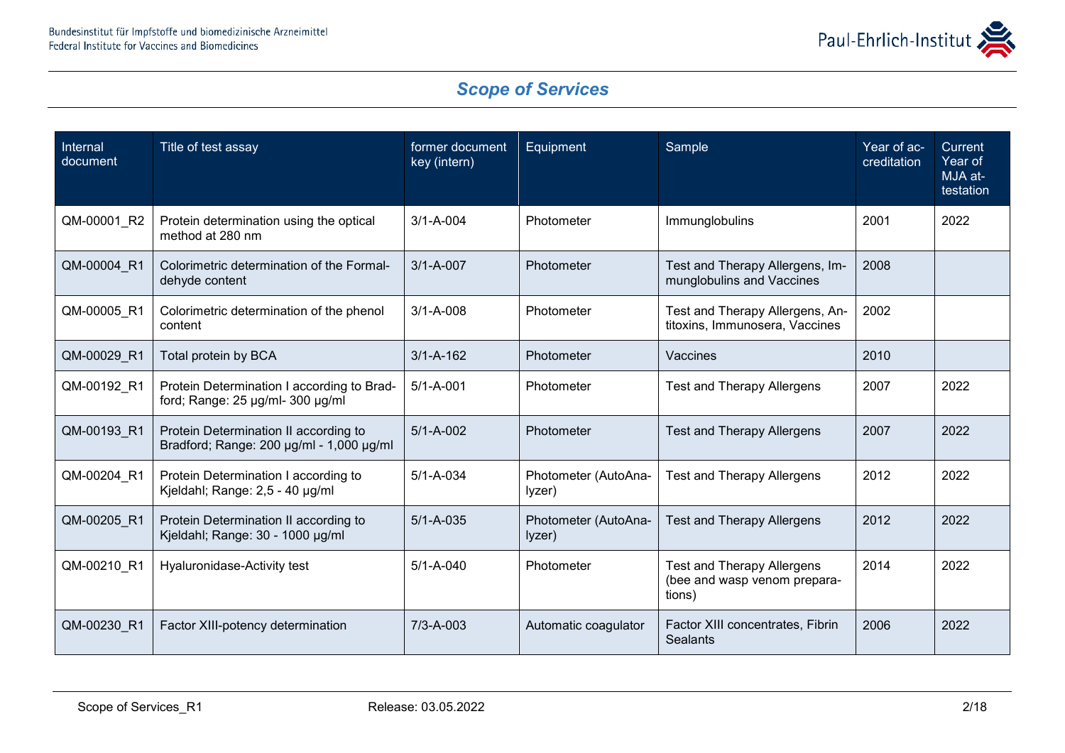## Scope of Services

| Internal document | Title of test assay | former document key (intern) | Equipment | Sample | Year of accreditation | Current Year of MJA attestation |
|---|---|---|---|---|---|---|
| QM-00001_R2 | Protein determination using the optical method at 280 nm | 3/1-A-004 | Photometer | Immunglobulins | 2001 | 2022 |
| QM-00004_R1 | Colorimetric determination of the Formaldehyde content | 3/1-A-007 | Photometer | Test and Therapy Allergens, Immunglobulins and Vaccines | 2008 | |
| QM-00005_R1 | Colorimetric determination of the phenol content | 3/1-A-008 | Photometer | Test and Therapy Allergens, Antitoxins, Immunosera, Vaccines | 2002 | |
| QM-00029_R1 | Total protein by BCA | 3/1-A-162 | Photometer | Vaccines | 2010 | |
| QM-00192_R1 | Protein Determination I according to Bradford; Range: 25 µg/ml- 300 µg/ml | 5/1-A-001 | Photometer | Test and Therapy Allergens | 2007 | 2022 |
| QM-00193_R1 | Protein Determination II according to Bradford; Range: 200 µg/ml - 1,000 µg/ml | 5/1-A-002 | Photometer | Test and Therapy Allergens | 2007 | 2022 |
| QM-00204_R1 | Protein Determination I according to Kjeldahl; Range: 2,5 - 40 µg/ml | 5/1-A-034 | Photometer (AutoAnalyzer) | Test and Therapy Allergens | 2012 | 2022 |
| QM-00205_R1 | Protein Determination II according to Kjeldahl; Range: 30 - 1000 µg/ml | 5/1-A-035 | Photometer (AutoAnalyzer) | Test and Therapy Allergens | 2012 | 2022 |
| QM-00210_R1 | Hyaluronidase-Activity test | 5/1-A-040 | Photometer | Test and Therapy Allergens (bee and wasp venom preparations) | 2014 | 2022 |
| QM-00230_R1 | Factor XIII-potency determination | 7/3-A-003 | Automatic coagulator | Factor XIII concentrates, Fibrin Sealants | 2006 | 2022 |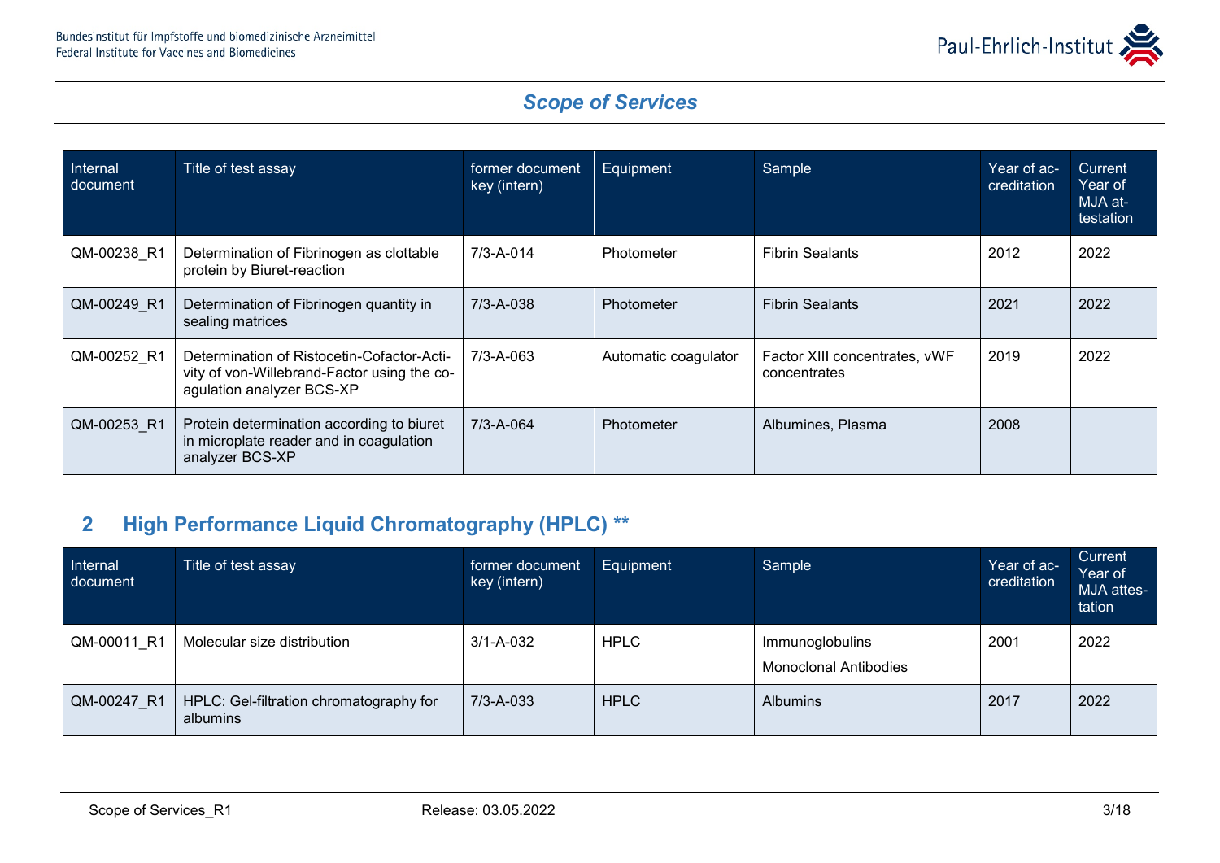## Scope of Services

| Internal document | Title of test assay | former document key (intern) | Equipment | Sample | Year of accreditation | Current Year of MJA attestation |
|---|---|---|---|---|---|---|
| QM-00238_R1 | Determination of Fibrinogen as clottable protein by Biuret-reaction | 7/3-A-014 | Photometer | Fibrin Sealants | 2012 | 2022 |
| QM-00249_R1 | Determination of Fibrinogen quantity in sealing matrices | 7/3-A-038 | Photometer | Fibrin Sealants | 2021 | 2022 |
| QM-00252_R1 | Determination of Ristocetin-Cofactor-Activity of von-Willebrand-Factor using the coagulation analyzer BCS-XP | 7/3-A-063 | Automatic coagulator | Factor XIII concentrates, vWF concentrates | 2019 | 2022 |
| QM-00253_R1 | Protein determination according to biuret in microplate reader and in coagulation analyzer BCS-XP | 7/3-A-064 | Photometer | Albumines, Plasma | 2008 | |

## 2 High Performance Liquid Chromatography (HPLC) **

| Internal document | Title of test assay | former document key (intern) | Equipment | Sample | Year of accreditation | Current Year of MJA attestation |
|---|---|---|---|---|---|---|
| QM-00011_R1 | Molecular size distribution | 3/1-A-032 | HPLC | Immunoglobulins<br>Monoclonal Antibodies | 2001 | 2022 |
| QM-00247_R1 | HPLC: Gel-filtration chromatography for albumins | 7/3-A-033 | HPLC | Albumins | 2017 | 2022 |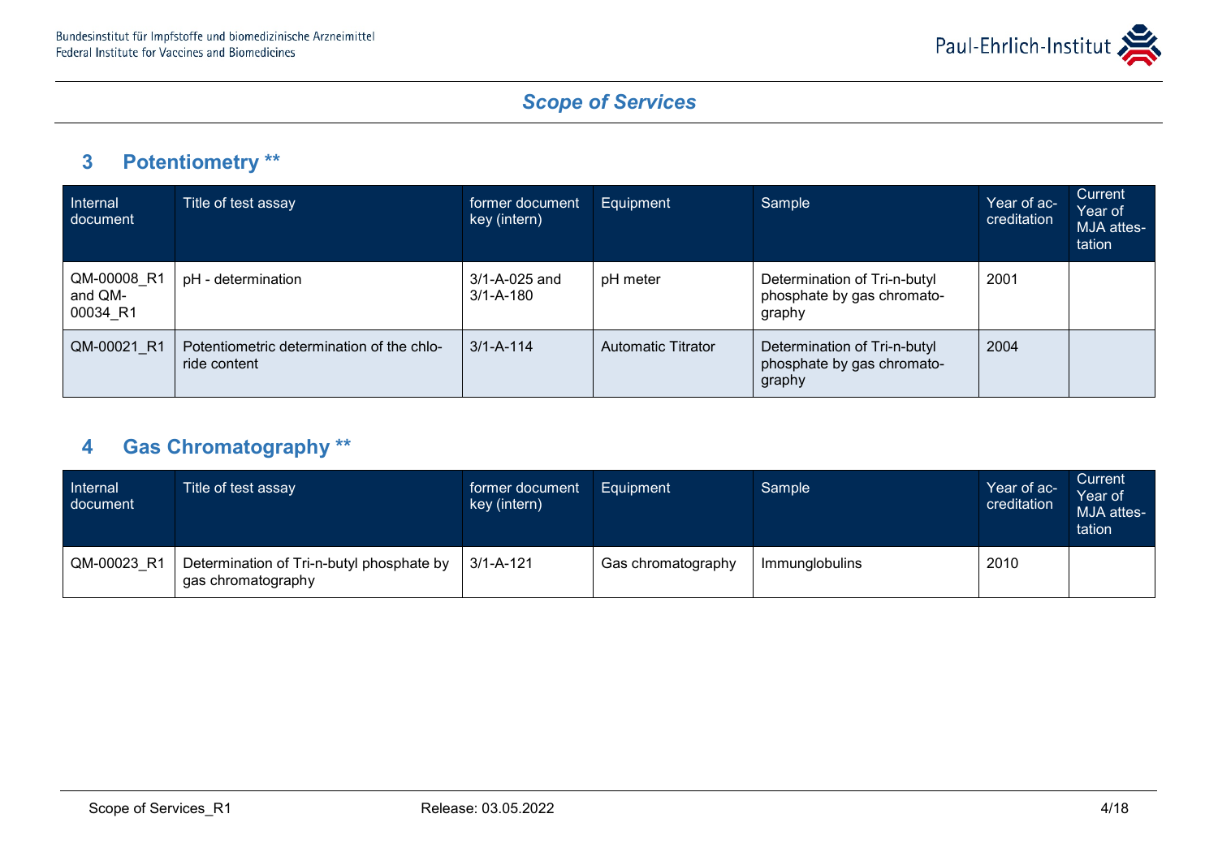## 3 Potentiometry **

| Internal document | Title of test assay | former document key (intern) | Equipment | Sample | Year of accreditation | Current Year of MJA attestation |
|---|---|---|---|---|---|---|
| QM-00008_R1 and QM-00034_R1 | pH - determination | 3/1-A-025 and 3/1-A-180 | pH meter | Determination of Tri-n-butyl phosphate by gas chromatography | 2001 | |
| QM-00021_R1 | Potentiometric determination of the chloride content | 3/1-A-114 | Automatic Titrator | Determination of Tri-n-butyl phosphate by gas chromatography | 2004 | |

## 4 Gas Chromatography **

| Internal document | Title of test assay | former document key (intern) | Equipment | Sample | Year of accreditation | Current Year of MJA attestation |
|---|---|---|---|---|---|---|
| QM-00023_R1 | Determination of Tri-n-butyl phosphate by gas chromatography | 3/1-A-121 | Gas chromatography | Immunglobulins | 2010 | |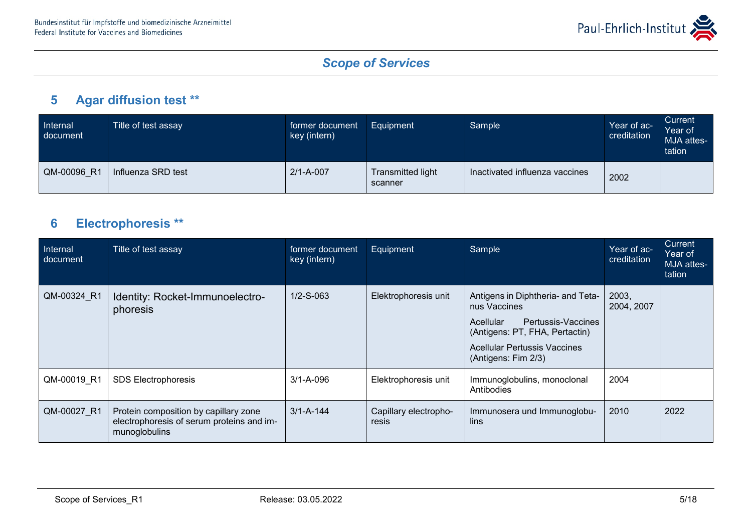## 5 Agar diffusion test **

| Internal document | Title of test assay | former document key (intern) | Equipment | Sample | Year of accreditation | Current Year of MJA attestation |
|---|---|---|---|---|---|---|
| QM-00096_R1 | Influenza SRD test | 2/1-A-007 | Transmitted light scanner | Inactivated influenza vaccines | 2002 | |

## 6 Electrophoresis **

| Internal document | Title of test assay | former document key (intern) | Equipment | Sample | Year of accreditation | Current Year of MJA attestation |
|---|---|---|---|---|---|---|
| QM-00324_R1 | Identity: Rocket-Immunoelectrophoresis | 1/2-S-063 | Elektrophoresis unit | Antigens in Diphtheria- and Tetanus Vaccines<br>Acellular Pertussis-Vaccines (Antigens: PT, FHA, Pertactin)<br>Acellular Pertussis Vaccines (Antigens: Fim 2/3) | 2003, 2004, 2007 | |
| QM-00019_R1 | SDS Electrophoresis | 3/1-A-096 | Elektrophoresis unit | Immunoglobulins, monoclonal Antibodies | 2004 | |
| QM-00027_R1 | Protein composition by capillary zone electrophoresis of serum proteins and immunoglobulins | 3/1-A-144 | Capillary electrophoresis | Immunosera und Immunoglobulins | 2010 | 2022 |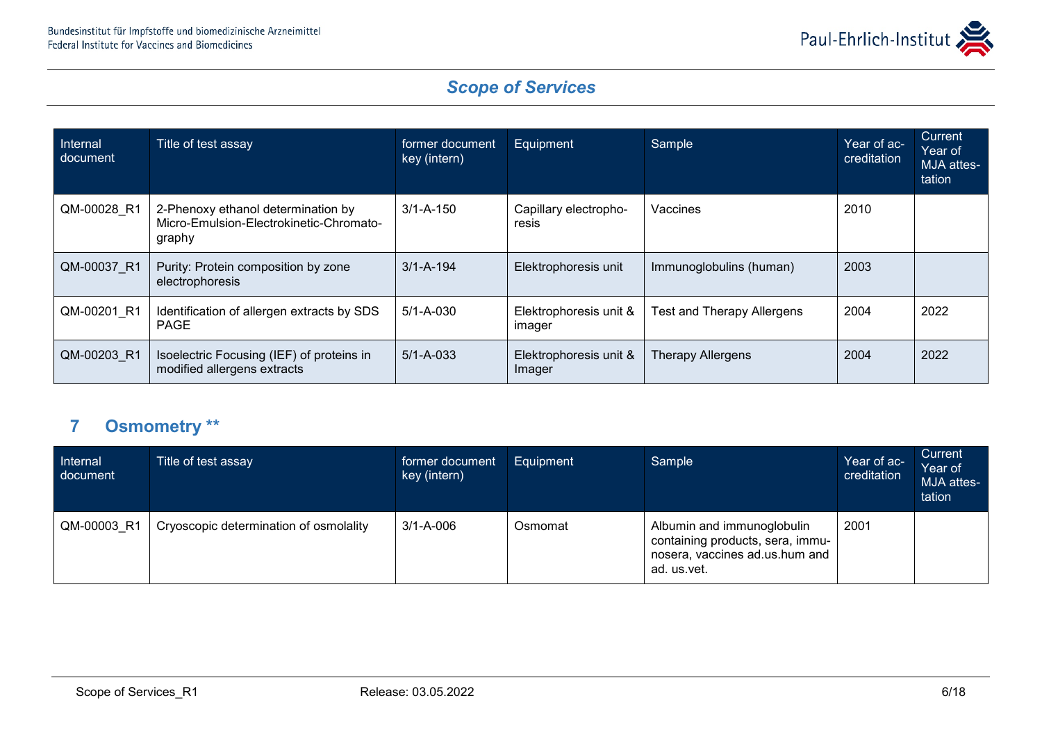## Scope of Services

| Internal document | Title of test assay | former document key (intern) | Equipment | Sample | Year of accreditation | Current Year of MJA attestation |
|---|---|---|---|---|---|---|
| QM-00028_R1 | 2-Phenoxy ethanol determination by Micro-Emulsion-Electrokinetic-Chromatography | 3/1-A-150 | Capillary electrophoresis | Vaccines | 2010 | |
| QM-00037_R1 | Purity: Protein composition by zone electrophoresis | 3/1-A-194 | Elektrophoresis unit | Immunoglobulins (human) | 2003 | |
| QM-00201_R1 | Identification of allergen extracts by SDS PAGE | 5/1-A-030 | Elektrophoresis unit & imager | Test and Therapy Allergens | 2004 | 2022 |
| QM-00203_R1 | Isoelectric Focusing (IEF) of proteins in modified allergens extracts | 5/1-A-033 | Elektrophoresis unit & Imager | Therapy Allergens | 2004 | 2022 |

## 7 Osmometry **

| Internal document | Title of test assay | former document key (intern) | Equipment | Sample | Year of accreditation | Current Year of MJA attestation |
|---|---|---|---|---|---|---|
| QM-00003_R1 | Cryoscopic determination of osmolality | 3/1-A-006 | Osmomat | Albumin and immunoglobulin containing products, sera, immunosera, vaccines ad.us.hum and ad. us.vet. | 2001 | |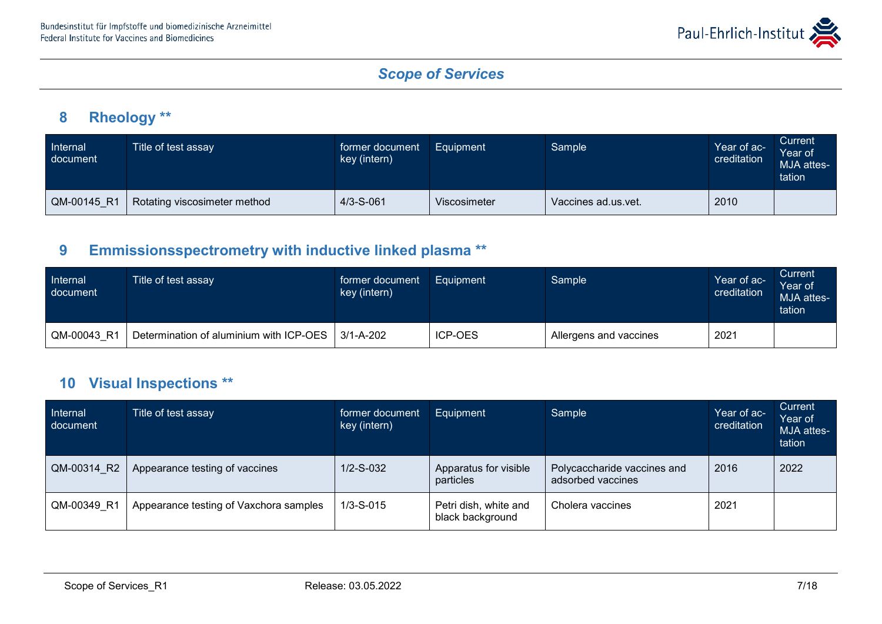## 8 Rheology **

| Internal document | Title of test assay | former document key (intern) | Equipment | Sample | Year of accreditation | Current Year of MJA attestation |
|---|---|---|---|---|---|---|
| QM-00145_R1 | Rotating viscosimeter method | 4/3-S-061 | Viscosimeter | Vaccines ad.us.vet. | 2010 | |

## 9 Emmissionsspectrometry with inductive linked plasma **

| Internal document | Title of test assay | former document key (intern) | Equipment | Sample | Year of accreditation | Current Year of MJA attestation |
|---|---|---|---|---|---|---|
| QM-00043_R1 | Determination of aluminium with ICP-OES | 3/1-A-202 | ICP-OES | Allergens and vaccines | 2021 | |

## 10 Visual Inspections **

| Internal document | Title of test assay | former document key (intern) | Equipment | Sample | Year of accreditation | Current Year of MJA attestation |
|---|---|---|---|---|---|---|
| QM-00314_R2 | Appearance testing of vaccines | 1/2-S-032 | Apparatus for visible particles | Polycaccharide vaccines and adsorbed vaccines | 2016 | 2022 |
| QM-00349_R1 | Appearance testing of Vaxchora samples | 1/3-S-015 | Petri dish, white and black background | Cholera vaccines | 2021 | |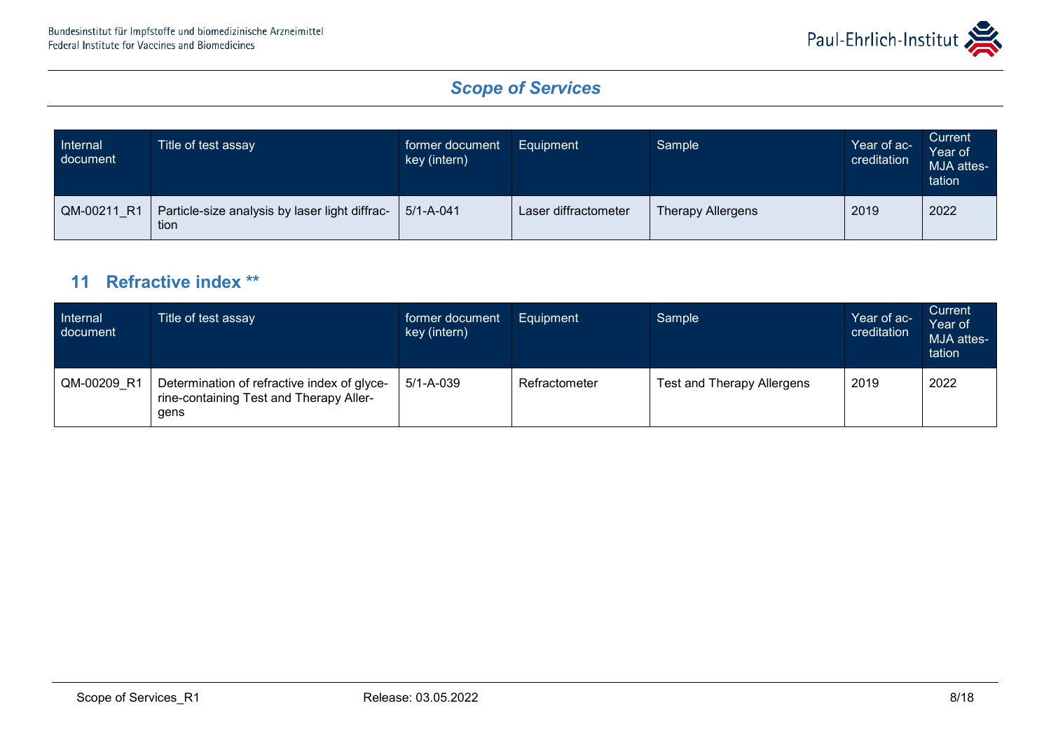| Internal document | Title of test assay | former document key (intern) | Equipment | Sample | Year of accreditation | Current Year of MJA attestation |
|---|---|---|---|---|---|---|
| QM-00211_R1 | Particle-size analysis by laser light diffraction | 5/1-A-041 | Laser diffractometer | Therapy Allergens | 2019 | 2022 |

## 11 Refractive index **

| Internal document | Title of test assay | former document key (intern) | Equipment | Sample | Year of accreditation | Current Year of MJA attestation |
|---|---|---|---|---|---|---|
| QM-00209_R1 | Determination of refractive index of glycerine-containing Test and Therapy Allergens | 5/1-A-039 | Refractometer | Test and Therapy Allergens | 2019 | 2022 |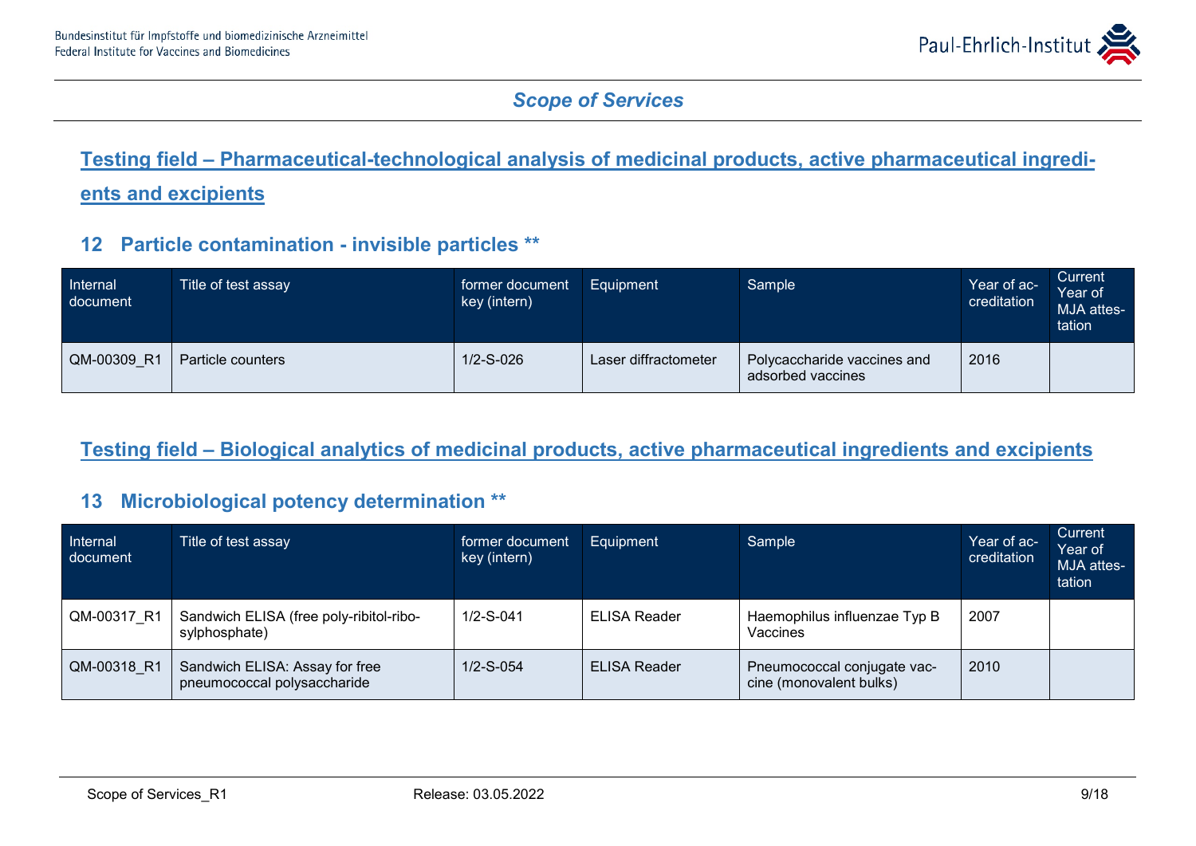## Scope of Services

## Testing field – Pharmaceutical-technological analysis of medicinal products, active pharmaceutical ingredients and excipients

### 12 Particle contamination - invisible particles **

| Internal document | Title of test assay | former document key (intern) | Equipment | Sample | Year of accreditation | Current Year of MJA attestation |
|---|---|---|---|---|---|---|
| QM-00309_R1 | Particle counters | 1/2-S-026 | Laser diffractometer | Polycaccharide vaccines and adsorbed vaccines | 2016 | |

## Testing field – Biological analytics of medicinal products, active pharmaceutical ingredients and excipients

### 13 Microbiological potency determination **

| Internal document | Title of test assay | former document key (intern) | Equipment | Sample | Year of accreditation | Current Year of MJA attestation |
|---|---|---|---|---|---|---|
| QM-00317_R1 | Sandwich ELISA (free poly-ribitol-ribosylphosphate) | 1/2-S-041 | ELISA Reader | Haemophilus influenzae Typ B Vaccines | 2007 | |
| QM-00318_R1 | Sandwich ELISA: Assay for free pneumococcal polysaccharide | 1/2-S-054 | ELISA Reader | Pneumococcal conjugate vaccine (monovalent bulks) | 2010 | |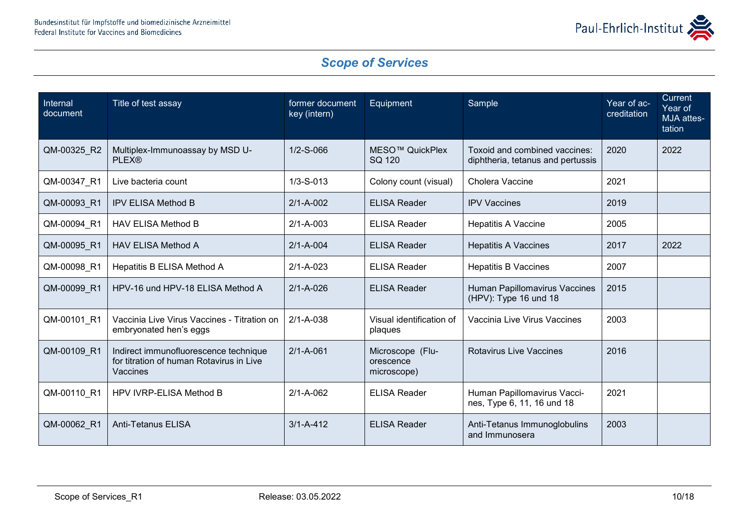## *Scope of Services*

| Internal document | Title of test assay | former document key (intern) | Equipment | Sample | Year of accreditation | Current Year of MJA attestation |
|---|---|---|---|---|---|---|
| QM-00325_R2 | Multiplex-Immunoassay by MSD U-PLEX® | 1/2-S-066 | MESO™ QuickPlex SQ 120 | Toxoid and combined vaccines: diphtheria, tetanus and pertussis | 2020 | 2022 |
| QM-00347_R1 | Live bacteria count | 1/3-S-013 | Colony count (visual) | Cholera Vaccine | 2021 | |
| QM-00093_R1 | IPV ELISA Method B | 2/1-A-002 | ELISA Reader | IPV Vaccines | 2019 | |
| QM-00094_R1 | HAV ELISA Method B | 2/1-A-003 | ELISA Reader | Hepatitis A Vaccine | 2005 | |
| QM-00095_R1 | HAV ELISA Method A | 2/1-A-004 | ELISA Reader | Hepatitis A Vaccines | 2017 | 2022 |
| QM-00098_R1 | Hepatitis B ELISA Method A | 2/1-A-023 | ELISA Reader | Hepatitis B Vaccines | 2007 | |
| QM-00099_R1 | HPV-16 und HPV-18 ELISA Method A | 2/1-A-026 | ELISA Reader | Human Papillomavirus Vaccines (HPV): Type 16 und 18 | 2015 | |
| QM-00101_R1 | Vaccinia Live Virus Vaccines - Titration on embryonated hen's eggs | 2/1-A-038 | Visual identification of plaques | Vaccinia Live Virus Vaccines | 2003 | |
| QM-00109_R1 | Indirect immunofluorescence technique for titration of human Rotavirus in Live Vaccines | 2/1-A-061 | Microscope (Fluorescence microscope) | Rotavirus Live Vaccines | 2016 | |
| QM-00110_R1 | HPV IVRP-ELISA Method B | 2/1-A-062 | ELISA Reader | Human Papillomavirus Vaccines, Type 6, 11, 16 und 18 | 2021 | |
| QM-00062_R1 | Anti-Tetanus ELISA | 3/1-A-412 | ELISA Reader | Anti-Tetanus Immunoglobulins and Immunosera | 2003 | |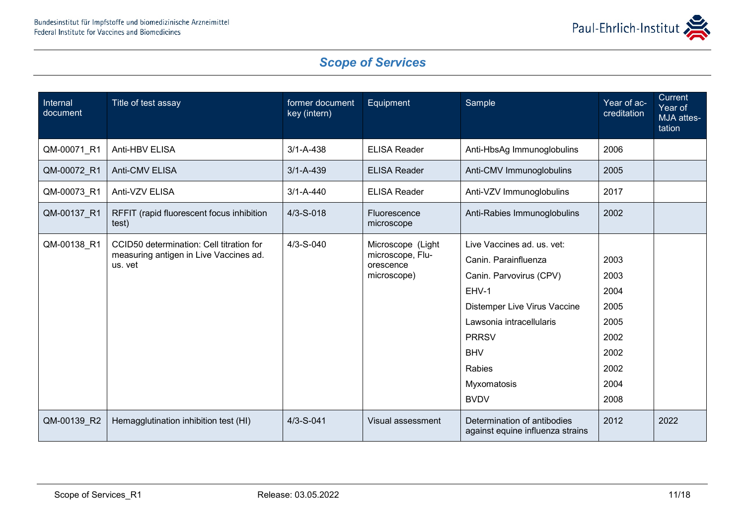## *Scope of Services*

| Internal document | Title of test assay | former document key (intern) | Equipment | Sample | Year of ac-creditation | Current Year of MJA attes-tation |
|---|---|---|---|---|---|---|
| QM-00071_R1 | Anti-HBV ELISA | 3/1-A-438 | ELISA Reader | Anti-HbsAg Immunoglobulins | 2006 | |
| QM-00072_R1 | Anti-CMV ELISA | 3/1-A-439 | ELISA Reader | Anti-CMV Immunoglobulins | 2005 | |
| QM-00073_R1 | Anti-VZV ELISA | 3/1-A-440 | ELISA Reader | Anti-VZV Immunoglobulins | 2017 | |
| QM-00137_R1 | RFFIT (rapid fluorescent focus inhibition test) | 4/3-S-018 | Fluorescence microscope | Anti-Rabies Immunoglobulins | 2002 | |
| QM-00138_R1 | CCID50 determination: Cell titration for measuring antigen in Live Vaccines ad. us. vet | 4/3-S-040 | Microscope (Light microscope, Flu-orescence microscope) | Live Vaccines ad. us. vet: | | |
| | | | | Canin. Parainfluenza | 2003 | |
| | | | | Canin. Parvovirus (CPV) | 2003 | |
| | | | | EHV-1 | 2004 | |
| | | | | Distemper Live Virus Vaccine | 2005 | |
| | | | | Lawsonia intracellularis | 2005 | |
| | | | | PRRSV | 2002 | |
| | | | | BHV | 2002 | |
| | | | | Rabies | 2002 | |
| | | | | Myxomatosis | 2004 | |
| | | | | BVDV | 2008 | |
| QM-00139_R2 | Hemagglutination inhibition test (HI) | 4/3-S-041 | Visual assessment | Determination of antibodies against equine influenza strains | 2012 | 2022 |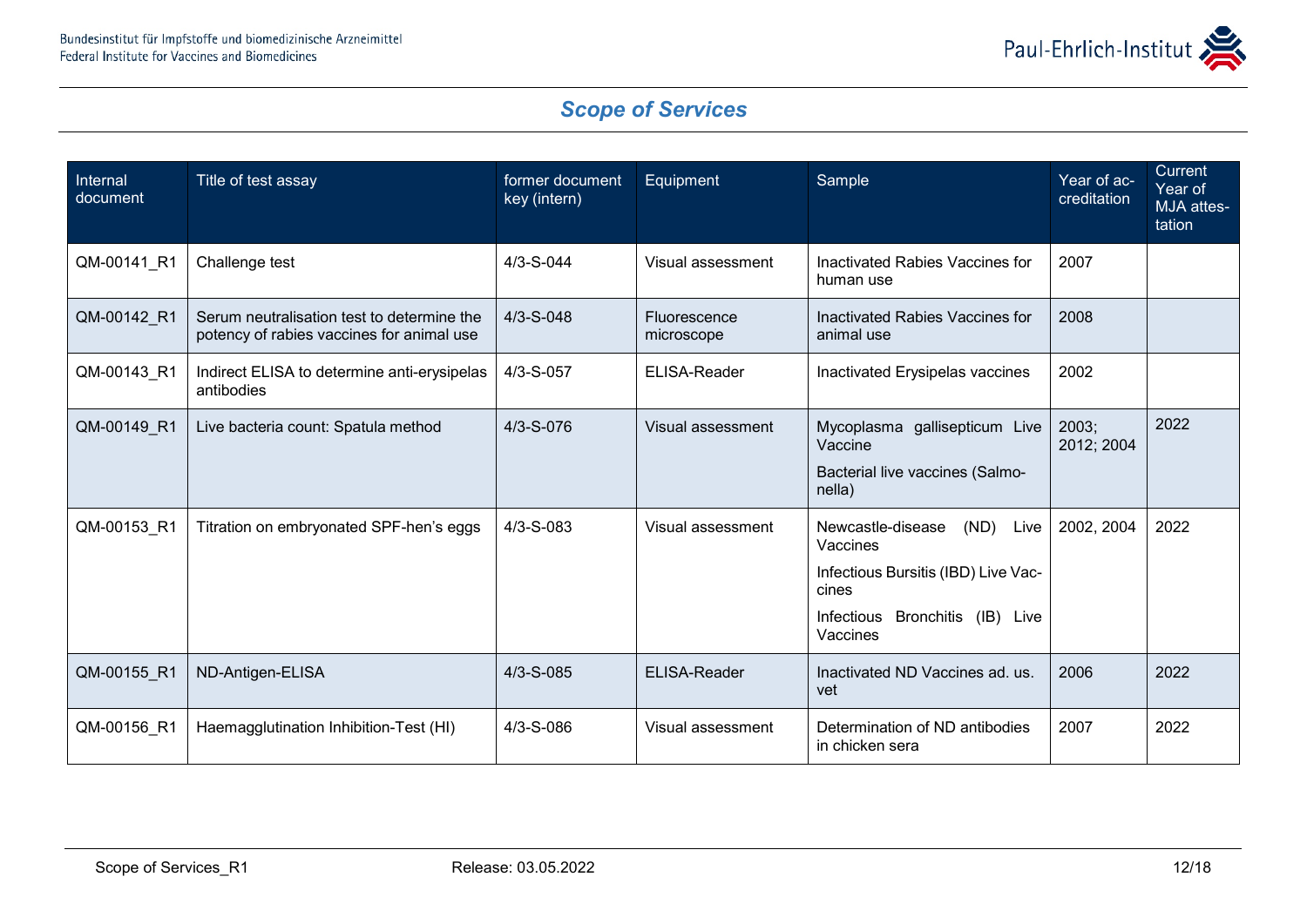## *Scope of Services*

| Internal document | Title of test assay | former document key (intern) | Equipment | Sample | Year of accreditation | Current Year of MJA attestation |
|---|---|---|---|---|---|---|
| QM-00141_R1 | Challenge test | 4/3-S-044 | Visual assessment | Inactivated Rabies Vaccines for human use | 2007 | |
| QM-00142_R1 | Serum neutralisation test to determine the potency of rabies vaccines for animal use | 4/3-S-048 | Fluorescence microscope | Inactivated Rabies Vaccines for animal use | 2008 | |
| QM-00143_R1 | Indirect ELISA to determine anti-erysipelas antibodies | 4/3-S-057 | ELISA-Reader | Inactivated Erysipelas vaccines | 2002 | |
| QM-00149_R1 | Live bacteria count: Spatula method | 4/3-S-076 | Visual assessment | Mycoplasma gallisepticum Live Vaccine<br>Bacterial live vaccines (Salmonella) | 2003; 2012; 2004 | 2022 |
| QM-00153_R1 | Titration on embryonated SPF-hen's eggs | 4/3-S-083 | Visual assessment | Newcastle-disease (ND) Live Vaccines<br>Infectious Bursitis (IBD) Live Vaccines<br>Infectious Bronchitis (IB) Live Vaccines | 2002, 2004 | 2022 |
| QM-00155_R1 | ND-Antigen-ELISA | 4/3-S-085 | ELISA-Reader | Inactivated ND Vaccines ad. us. vet | 2006 | 2022 |
| QM-00156_R1 | Haemagglutination Inhibition-Test (HI) | 4/3-S-086 | Visual assessment | Determination of ND antibodies in chicken sera | 2007 | 2022 |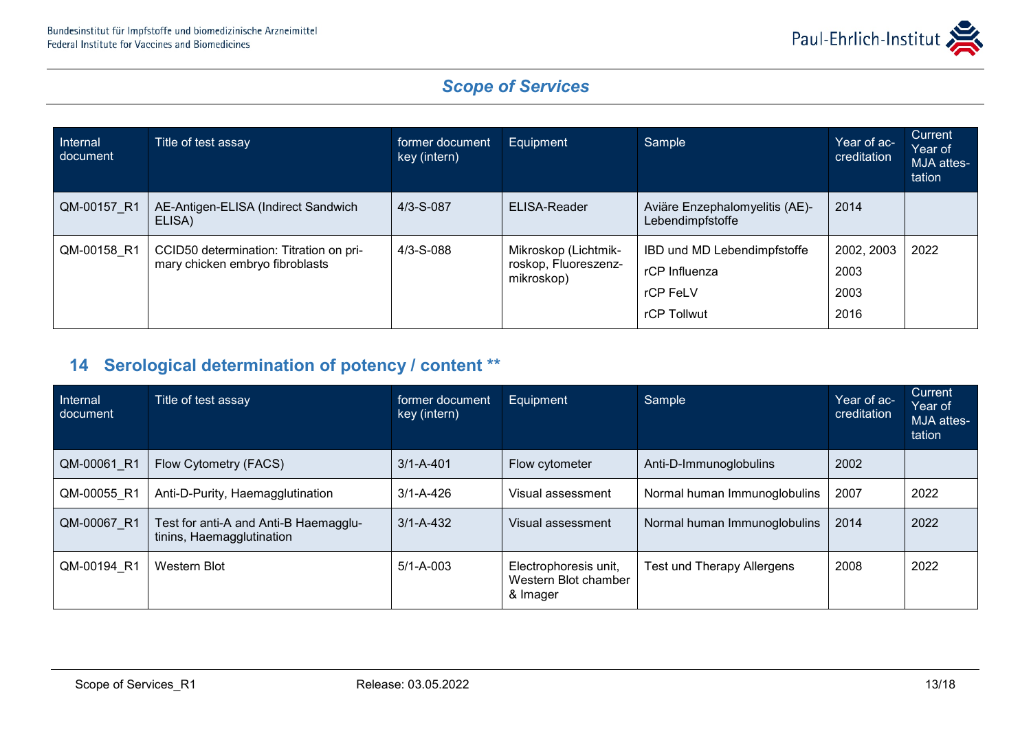## Scope of Services

| Internal document | Title of test assay | former document key (intern) | Equipment | Sample | Year of accreditation | Current Year of MJA attestation |
|---|---|---|---|---|---|---|
| QM-00157_R1 | AE-Antigen-ELISA (Indirect Sandwich ELISA) | 4/3-S-087 | ELISA-Reader | Aviäre Enzephalomyelitis (AE)-Lebendimpfstoffe | 2014 | |
| QM-00158_R1 | CCID50 determination: Titration on primary chicken embryo fibroblasts | 4/3-S-088 | Mikroskop (Lichtmikroskop, Fluoreszenzmikroskop) | IBD und MD Lebendimpfstoffe<br>rCP Influenza<br>rCP FeLV<br>rCP Tollwut | 2002, 2003<br>2003<br>2003<br>2016 | 2022 |

## 14 Serological determination of potency / content **

| Internal document | Title of test assay | former document key (intern) | Equipment | Sample | Year of accreditation | Current Year of MJA attestation |
|---|---|---|---|---|---|---|
| QM-00061_R1 | Flow Cytometry (FACS) | 3/1-A-401 | Flow cytometer | Anti-D-Immunoglobulins | 2002 | |
| QM-00055_R1 | Anti-D-Purity, Haemagglutination | 3/1-A-426 | Visual assessment | Normal human Immunoglobulins | 2007 | 2022 |
| QM-00067_R1 | Test for anti-A and Anti-B Haemagglutinins, Haemagglutination | 3/1-A-432 | Visual assessment | Normal human Immunoglobulins | 2014 | 2022 |
| QM-00194_R1 | Western Blot | 5/1-A-003 | Electrophoresis unit, Western Blot chamber & Imager | Test und Therapy Allergens | 2008 | 2022 |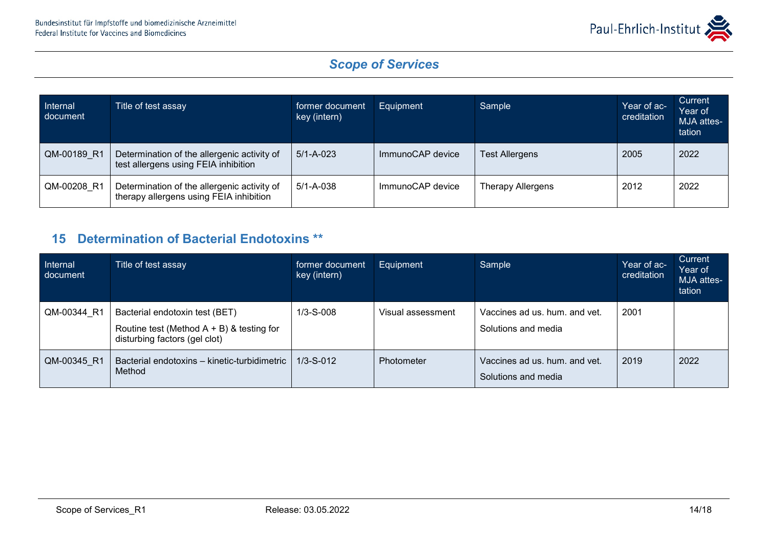*Scope of Services*

| Internal document | Title of test assay | former document key (intern) | Equipment | Sample | Year of ac-creditation | Current Year of MJA attes-tation |
|---|---|---|---|---|---|---|
| QM-00189_R1 | Determination of the allergenic activity of test allergens using FEIA inhibition | 5/1-A-023 | ImmunoCAP device | Test Allergens | 2005 | 2022 |
| QM-00208_R1 | Determination of the allergenic activity of therapy allergens using FEIA inhibition | 5/1-A-038 | ImmunoCAP device | Therapy Allergens | 2012 | 2022 |

## 15 Determination of Bacterial Endotoxins **

| Internal document | Title of test assay | former document key (intern) | Equipment | Sample | Year of ac-creditation | Current Year of MJA attes-tation |
|---|---|---|---|---|---|---|
| QM-00344_R1 | Bacterial endotoxin test (BET)<br>Routine test (Method A + B) & testing for disturbing factors (gel clot) | 1/3-S-008 | Visual assessment | Vaccines ad us. hum. and vet.<br>Solutions and media | 2001 | |
| QM-00345_R1 | Bacterial endotoxins – kinetic-turbidimetric Method | 1/3-S-012 | Photometer | Vaccines ad us. hum. and vet.<br>Solutions and media | 2019 | 2022 |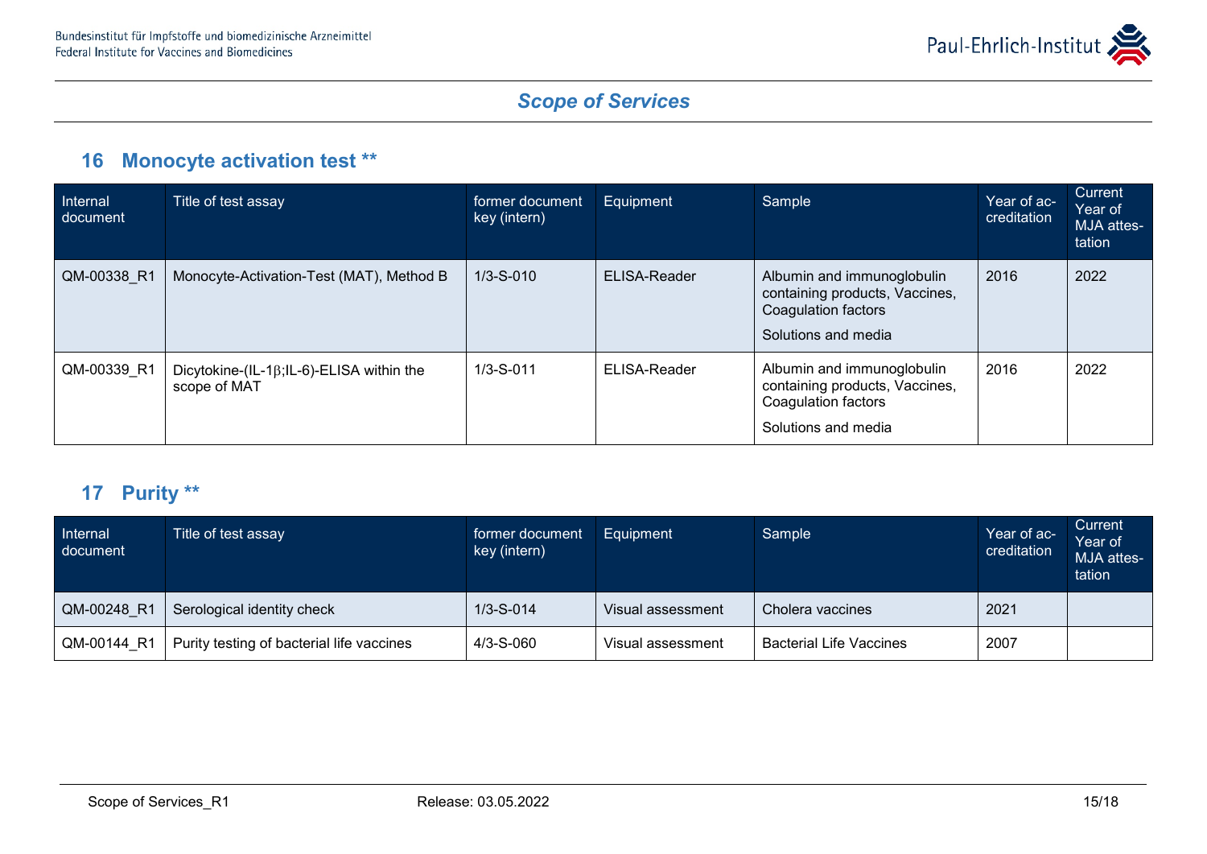## 16 Monocyte activation test **

| Internal document | Title of test assay | former document key (intern) | Equipment | Sample | Year of accreditation | Current Year of MJA attestation |
|---|---|---|---|---|---|---|
| QM-00338_R1 | Monocyte-Activation-Test (MAT), Method B | 1/3-S-010 | ELISA-Reader | Albumin and immunoglobulin containing products, Vaccines, Coagulation factors<br>Solutions and media | 2016 | 2022 |
| QM-00339_R1 | Dicytokine-(IL-1β;IL-6)-ELISA within the scope of MAT | 1/3-S-011 | ELISA-Reader | Albumin and immunoglobulin containing products, Vaccines, Coagulation factors<br>Solutions and media | 2016 | 2022 |

## 17 Purity **

| Internal document | Title of test assay | former document key (intern) | Equipment | Sample | Year of accreditation | Current Year of MJA attestation |
|---|---|---|---|---|---|---|
| QM-00248_R1 | Serological identity check | 1/3-S-014 | Visual assessment | Cholera vaccines | 2021 | |
| QM-00144_R1 | Purity testing of bacterial life vaccines | 4/3-S-060 | Visual assessment | Bacterial Life Vaccines | 2007 | |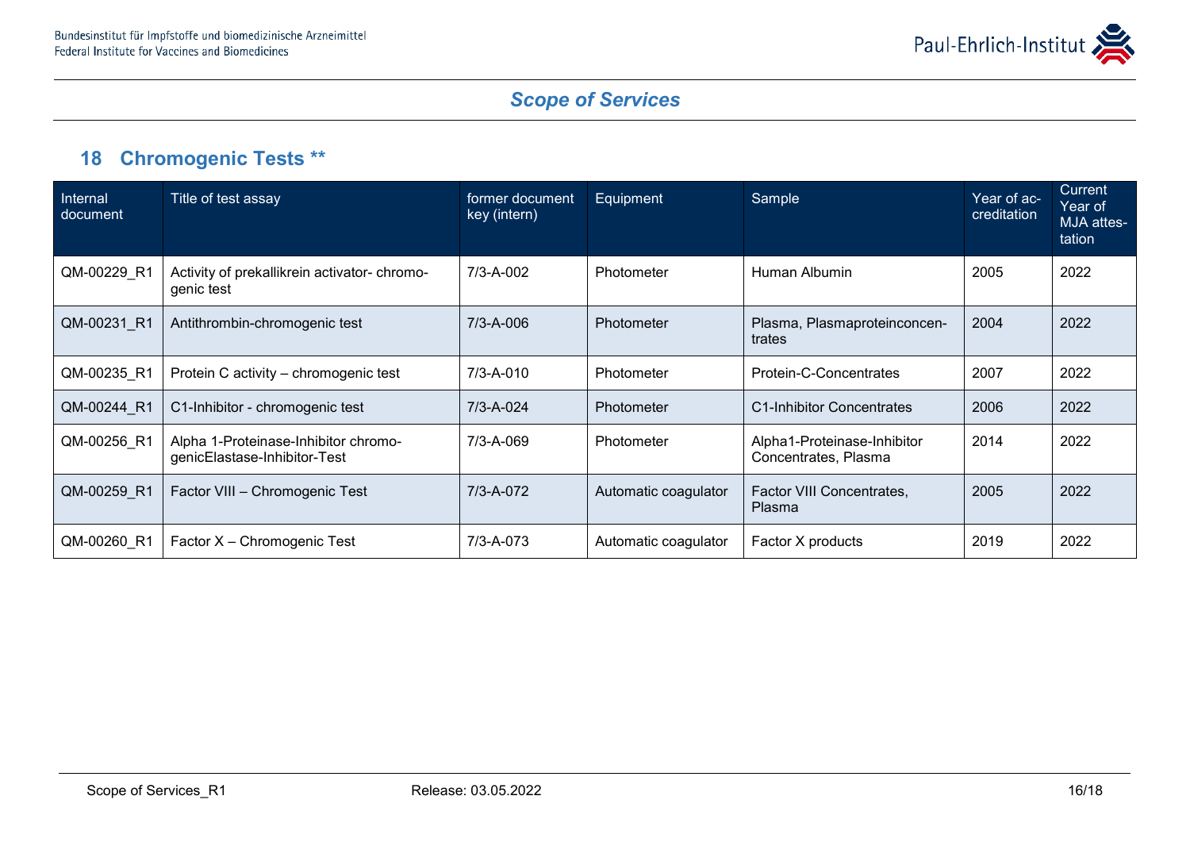## Scope of Services

## 18 Chromogenic Tests **

| Internal document | Title of test assay | former document key (intern) | Equipment | Sample | Year of accreditation | Current Year of MJA attestation |
|---|---|---|---|---|---|---|
| QM-00229_R1 | Activity of prekallikrein activator- chromogenic test | 7/3-A-002 | Photometer | Human Albumin | 2005 | 2022 |
| QM-00231_R1 | Antithrombin-chromogenic test | 7/3-A-006 | Photometer | Plasma, Plasmaproteinconcentrates | 2004 | 2022 |
| QM-00235_R1 | Protein C activity – chromogenic test | 7/3-A-010 | Photometer | Protein-C-Concentrates | 2007 | 2022 |
| QM-00244_R1 | C1-Inhibitor - chromogenic test | 7/3-A-024 | Photometer | C1-Inhibitor Concentrates | 2006 | 2022 |
| QM-00256_R1 | Alpha 1-Proteinase-Inhibitor chromogenicElastase-Inhibitor-Test | 7/3-A-069 | Photometer | Alpha1-Proteinase-Inhibitor Concentrates, Plasma | 2014 | 2022 |
| QM-00259_R1 | Factor VIII – Chromogenic Test | 7/3-A-072 | Automatic coagulator | Factor VIII Concentrates, Plasma | 2005 | 2022 |
| QM-00260_R1 | Factor X – Chromogenic Test | 7/3-A-073 | Automatic coagulator | Factor X products | 2019 | 2022 |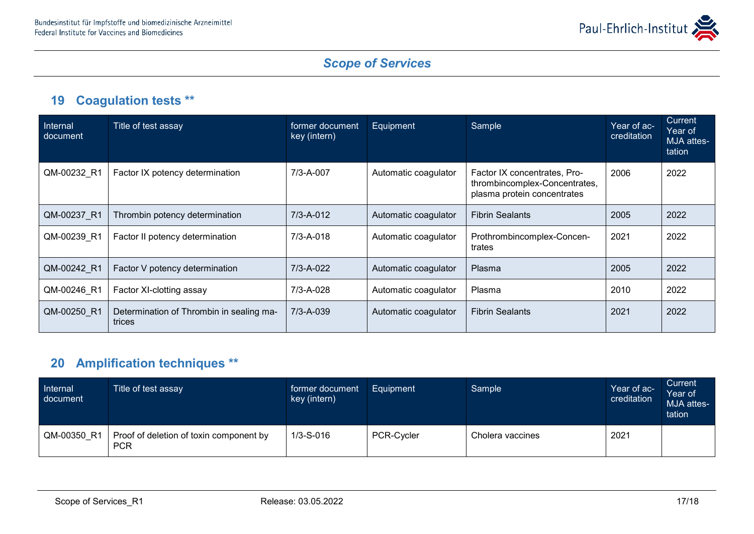## 19 Coagulation tests **

| Internal document | Title of test assay | former document key (intern) | Equipment | Sample | Year of accreditation | Current Year of MJA attestation |
|---|---|---|---|---|---|---|
| QM-00232_R1 | Factor IX potency determination | 7/3-A-007 | Automatic coagulator | Factor IX concentrates, Prothrombincomplex-Concentrates, plasma protein concentrates | 2006 | 2022 |
| QM-00237_R1 | Thrombin potency determination | 7/3-A-012 | Automatic coagulator | Fibrin Sealants | 2005 | 2022 |
| QM-00239_R1 | Factor II potency determination | 7/3-A-018 | Automatic coagulator | Prothrombincomplex-Concentrates | 2021 | 2022 |
| QM-00242_R1 | Factor V potency determination | 7/3-A-022 | Automatic coagulator | Plasma | 2005 | 2022 |
| QM-00246_R1 | Factor XI-clotting assay | 7/3-A-028 | Automatic coagulator | Plasma | 2010 | 2022 |
| QM-00250_R1 | Determination of Thrombin in sealing matrices | 7/3-A-039 | Automatic coagulator | Fibrin Sealants | 2021 | 2022 |

## 20 Amplification techniques **

| Internal document | Title of test assay | former document key (intern) | Equipment | Sample | Year of accreditation | Current Year of MJA attestation |
|---|---|---|---|---|---|---|
| QM-00350_R1 | Proof of deletion of toxin component by PCR | 1/3-S-016 | PCR-Cycler | Cholera vaccines | 2021 | |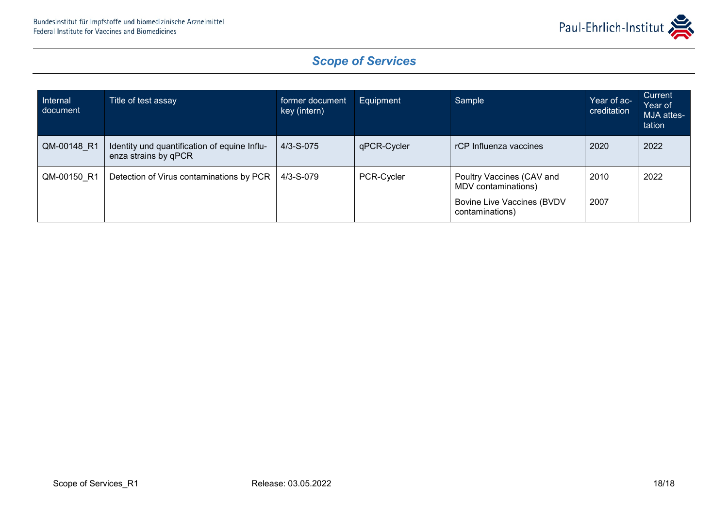## *Scope of Services*

| Internal document | Title of test assay | former document key (intern) | Equipment | Sample | Year of accreditation | Current Year of MJA attestation |
|---|---|---|---|---|---|---|
| QM-00148_R1 | Identity und quantification of equine Influenza strains by qPCR | 4/3-S-075 | qPCR-Cycler | rCP Influenza vaccines | 2020 | 2022 |
| QM-00150_R1 | Detection of Virus contaminations by PCR | 4/3-S-079 | PCR-Cycler | Poultry Vaccines (CAV and MDV contaminations)<br><br>Bovine Live Vaccines (BVDV contaminations) | 2010<br><br>2007 | 2022 |